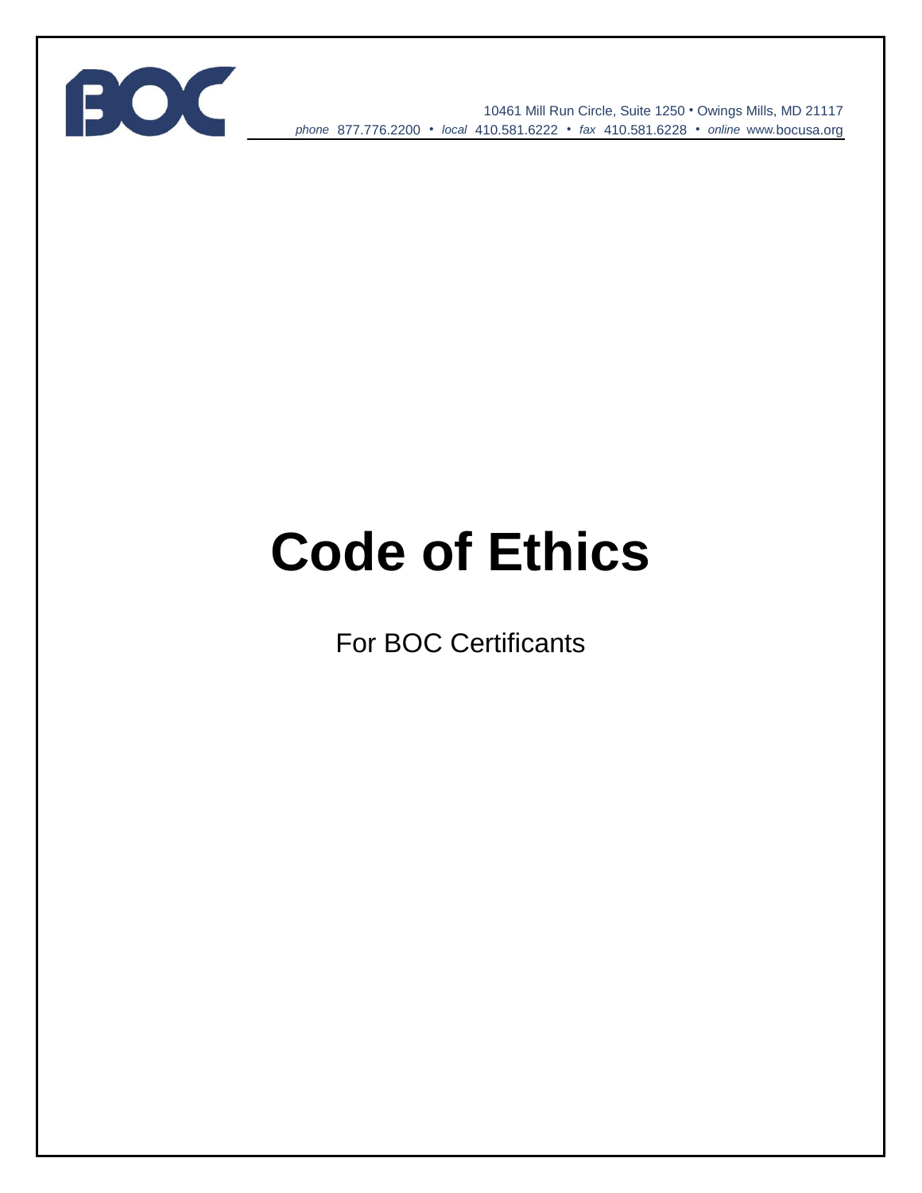BOC

10461 Mill Run Circle, Suite 1250 • Owings Mills, MD 21117
*phone* 877.776.2200 • *local* 410.581.6222 • *fax* 410.581.6228 • *online* www.bocusa.org

# Code of Ethics

For BOC Certificants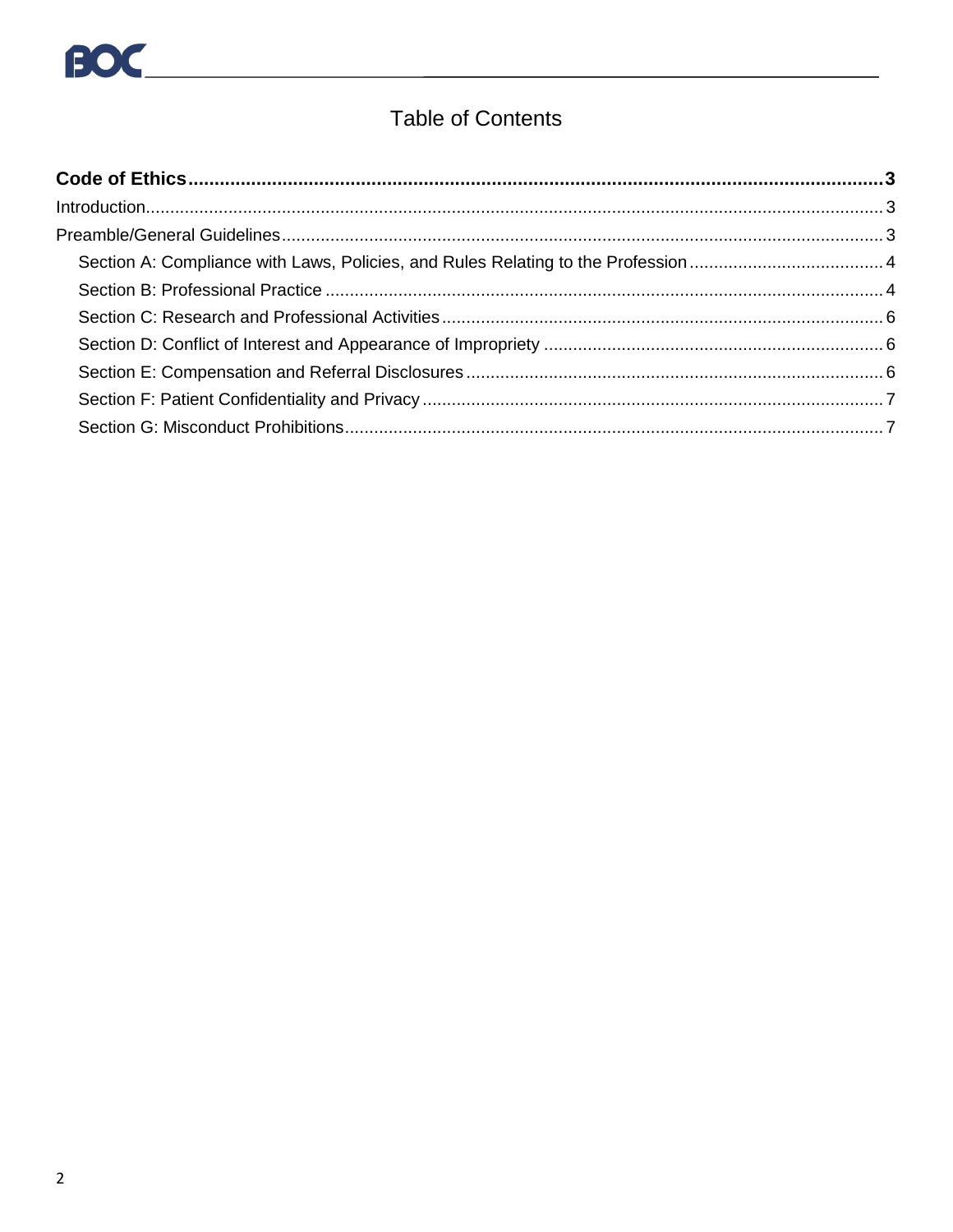# Table of Contents

**Code of Ethics** ..... **3**

Introduction ..... 3

Preamble/General Guidelines ..... 3

- Section A: Compliance with Laws, Policies, and Rules Relating to the Profession ..... 4
- Section B: Professional Practice ..... 4
- Section C: Research and Professional Activities ..... 6
- Section D: Conflict of Interest and Appearance of Impropriety ..... 6
- Section E: Compensation and Referral Disclosures ..... 6
- Section F: Patient Confidentiality and Privacy ..... 7
- Section G: Misconduct Prohibitions ..... 7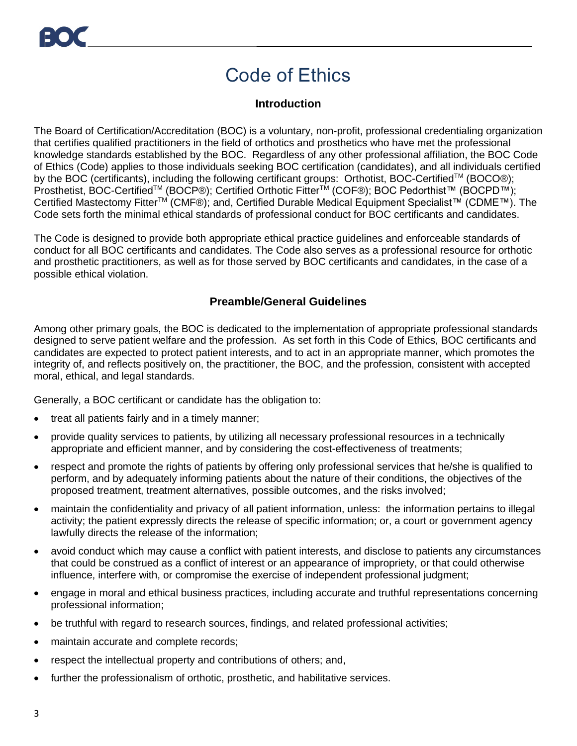# Code of Ethics

### Introduction

The Board of Certification/Accreditation (BOC) is a voluntary, non-profit, professional credentialing organization that certifies qualified practitioners in the field of orthotics and prosthetics who have met the professional knowledge standards established by the BOC. Regardless of any other professional affiliation, the BOC Code of Ethics (Code) applies to those individuals seeking BOC certification (candidates), and all individuals certified by the BOC (certificants), including the following certificant groups: Orthotist, BOC-Certified™ (BOCO®); Prosthetist, BOC-Certified™ (BOCP®); Certified Orthotic Fitter™ (COF®); BOC Pedorthist™ (BOCPD™); Certified Mastectomy Fitter™ (CMF®); and, Certified Durable Medical Equipment Specialist™ (CDME™). The Code sets forth the minimal ethical standards of professional conduct for BOC certificants and candidates.

The Code is designed to provide both appropriate ethical practice guidelines and enforceable standards of conduct for all BOC certificants and candidates. The Code also serves as a professional resource for orthotic and prosthetic practitioners, as well as for those served by BOC certificants and candidates, in the case of a possible ethical violation.

### Preamble/General Guidelines

Among other primary goals, the BOC is dedicated to the implementation of appropriate professional standards designed to serve patient welfare and the profession. As set forth in this Code of Ethics, BOC certificants and candidates are expected to protect patient interests, and to act in an appropriate manner, which promotes the integrity of, and reflects positively on, the practitioner, the BOC, and the profession, consistent with accepted moral, ethical, and legal standards.

Generally, a BOC certificant or candidate has the obligation to:

- treat all patients fairly and in a timely manner;
- provide quality services to patients, by utilizing all necessary professional resources in a technically appropriate and efficient manner, and by considering the cost-effectiveness of treatments;
- respect and promote the rights of patients by offering only professional services that he/she is qualified to perform, and by adequately informing patients about the nature of their conditions, the objectives of the proposed treatment, treatment alternatives, possible outcomes, and the risks involved;
- maintain the confidentiality and privacy of all patient information, unless: the information pertains to illegal activity; the patient expressly directs the release of specific information; or, a court or government agency lawfully directs the release of the information;
- avoid conduct which may cause a conflict with patient interests, and disclose to patients any circumstances that could be construed as a conflict of interest or an appearance of impropriety, or that could otherwise influence, interfere with, or compromise the exercise of independent professional judgment;
- engage in moral and ethical business practices, including accurate and truthful representations concerning professional information;
- be truthful with regard to research sources, findings, and related professional activities;
- maintain accurate and complete records;
- respect the intellectual property and contributions of others; and,
- further the professionalism of orthotic, prosthetic, and habilitative services.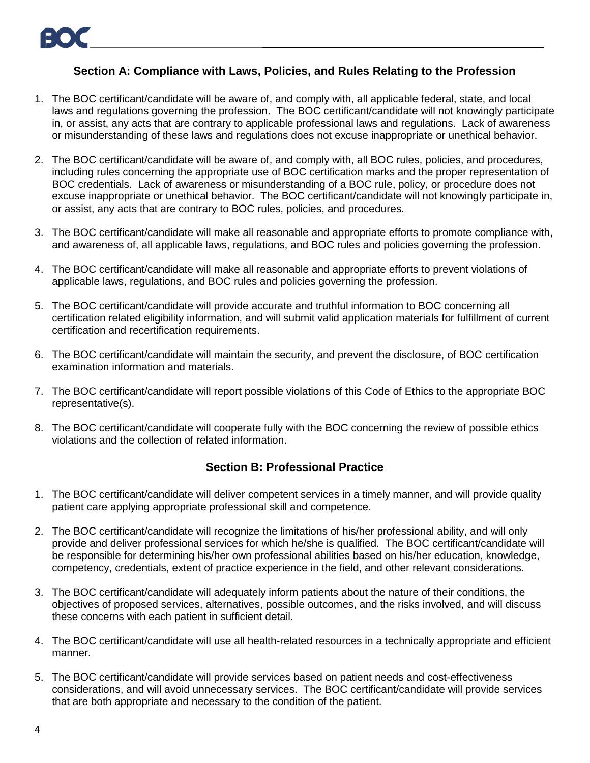## Section A: Compliance with Laws, Policies, and Rules Relating to the Profession

1. The BOC certificant/candidate will be aware of, and comply with, all applicable federal, state, and local laws and regulations governing the profession. The BOC certificant/candidate will not knowingly participate in, or assist, any acts that are contrary to applicable professional laws and regulations. Lack of awareness or misunderstanding of these laws and regulations does not excuse inappropriate or unethical behavior.

2. The BOC certificant/candidate will be aware of, and comply with, all BOC rules, policies, and procedures, including rules concerning the appropriate use of BOC certification marks and the proper representation of BOC credentials. Lack of awareness or misunderstanding of a BOC rule, policy, or procedure does not excuse inappropriate or unethical behavior. The BOC certificant/candidate will not knowingly participate in, or assist, any acts that are contrary to BOC rules, policies, and procedures.

3. The BOC certificant/candidate will make all reasonable and appropriate efforts to promote compliance with, and awareness of, all applicable laws, regulations, and BOC rules and policies governing the profession.

4. The BOC certificant/candidate will make all reasonable and appropriate efforts to prevent violations of applicable laws, regulations, and BOC rules and policies governing the profession.

5. The BOC certificant/candidate will provide accurate and truthful information to BOC concerning all certification related eligibility information, and will submit valid application materials for fulfillment of current certification and recertification requirements.

6. The BOC certificant/candidate will maintain the security, and prevent the disclosure, of BOC certification examination information and materials.

7. The BOC certificant/candidate will report possible violations of this Code of Ethics to the appropriate BOC representative(s).

8. The BOC certificant/candidate will cooperate fully with the BOC concerning the review of possible ethics violations and the collection of related information.

## Section B: Professional Practice

1. The BOC certificant/candidate will deliver competent services in a timely manner, and will provide quality patient care applying appropriate professional skill and competence.

2. The BOC certificant/candidate will recognize the limitations of his/her professional ability, and will only provide and deliver professional services for which he/she is qualified. The BOC certificant/candidate will be responsible for determining his/her own professional abilities based on his/her education, knowledge, competency, credentials, extent of practice experience in the field, and other relevant considerations.

3. The BOC certificant/candidate will adequately inform patients about the nature of their conditions, the objectives of proposed services, alternatives, possible outcomes, and the risks involved, and will discuss these concerns with each patient in sufficient detail.

4. The BOC certificant/candidate will use all health-related resources in a technically appropriate and efficient manner.

5. The BOC certificant/candidate will provide services based on patient needs and cost-effectiveness considerations, and will avoid unnecessary services. The BOC certificant/candidate will provide services that are both appropriate and necessary to the condition of the patient.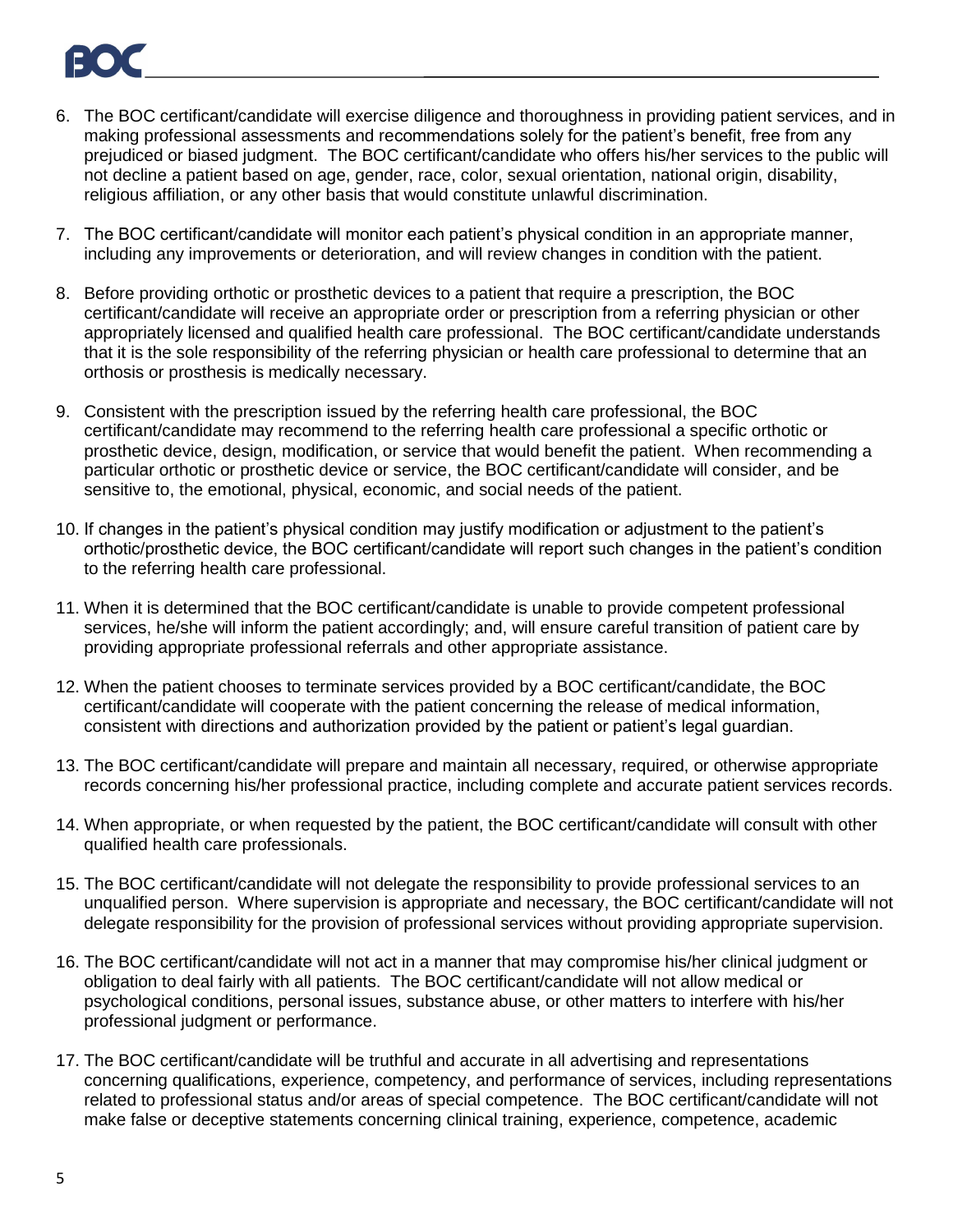6. The BOC certificant/candidate will exercise diligence and thoroughness in providing patient services, and in making professional assessments and recommendations solely for the patient's benefit, free from any prejudiced or biased judgment. The BOC certificant/candidate who offers his/her services to the public will not decline a patient based on age, gender, race, color, sexual orientation, national origin, disability, religious affiliation, or any other basis that would constitute unlawful discrimination.

7. The BOC certificant/candidate will monitor each patient's physical condition in an appropriate manner, including any improvements or deterioration, and will review changes in condition with the patient.

8. Before providing orthotic or prosthetic devices to a patient that require a prescription, the BOC certificant/candidate will receive an appropriate order or prescription from a referring physician or other appropriately licensed and qualified health care professional. The BOC certificant/candidate understands that it is the sole responsibility of the referring physician or health care professional to determine that an orthosis or prosthesis is medically necessary.

9. Consistent with the prescription issued by the referring health care professional, the BOC certificant/candidate may recommend to the referring health care professional a specific orthotic or prosthetic device, design, modification, or service that would benefit the patient. When recommending a particular orthotic or prosthetic device or service, the BOC certificant/candidate will consider, and be sensitive to, the emotional, physical, economic, and social needs of the patient.

10. If changes in the patient's physical condition may justify modification or adjustment to the patient's orthotic/prosthetic device, the BOC certificant/candidate will report such changes in the patient's condition to the referring health care professional.

11. When it is determined that the BOC certificant/candidate is unable to provide competent professional services, he/she will inform the patient accordingly; and, will ensure careful transition of patient care by providing appropriate professional referrals and other appropriate assistance.

12. When the patient chooses to terminate services provided by a BOC certificant/candidate, the BOC certificant/candidate will cooperate with the patient concerning the release of medical information, consistent with directions and authorization provided by the patient or patient's legal guardian.

13. The BOC certificant/candidate will prepare and maintain all necessary, required, or otherwise appropriate records concerning his/her professional practice, including complete and accurate patient services records.

14. When appropriate, or when requested by the patient, the BOC certificant/candidate will consult with other qualified health care professionals.

15. The BOC certificant/candidate will not delegate the responsibility to provide professional services to an unqualified person. Where supervision is appropriate and necessary, the BOC certificant/candidate will not delegate responsibility for the provision of professional services without providing appropriate supervision.

16. The BOC certificant/candidate will not act in a manner that may compromise his/her clinical judgment or obligation to deal fairly with all patients. The BOC certificant/candidate will not allow medical or psychological conditions, personal issues, substance abuse, or other matters to interfere with his/her professional judgment or performance.

17. The BOC certificant/candidate will be truthful and accurate in all advertising and representations concerning qualifications, experience, competency, and performance of services, including representations related to professional status and/or areas of special competence. The BOC certificant/candidate will not make false or deceptive statements concerning clinical training, experience, competence, academic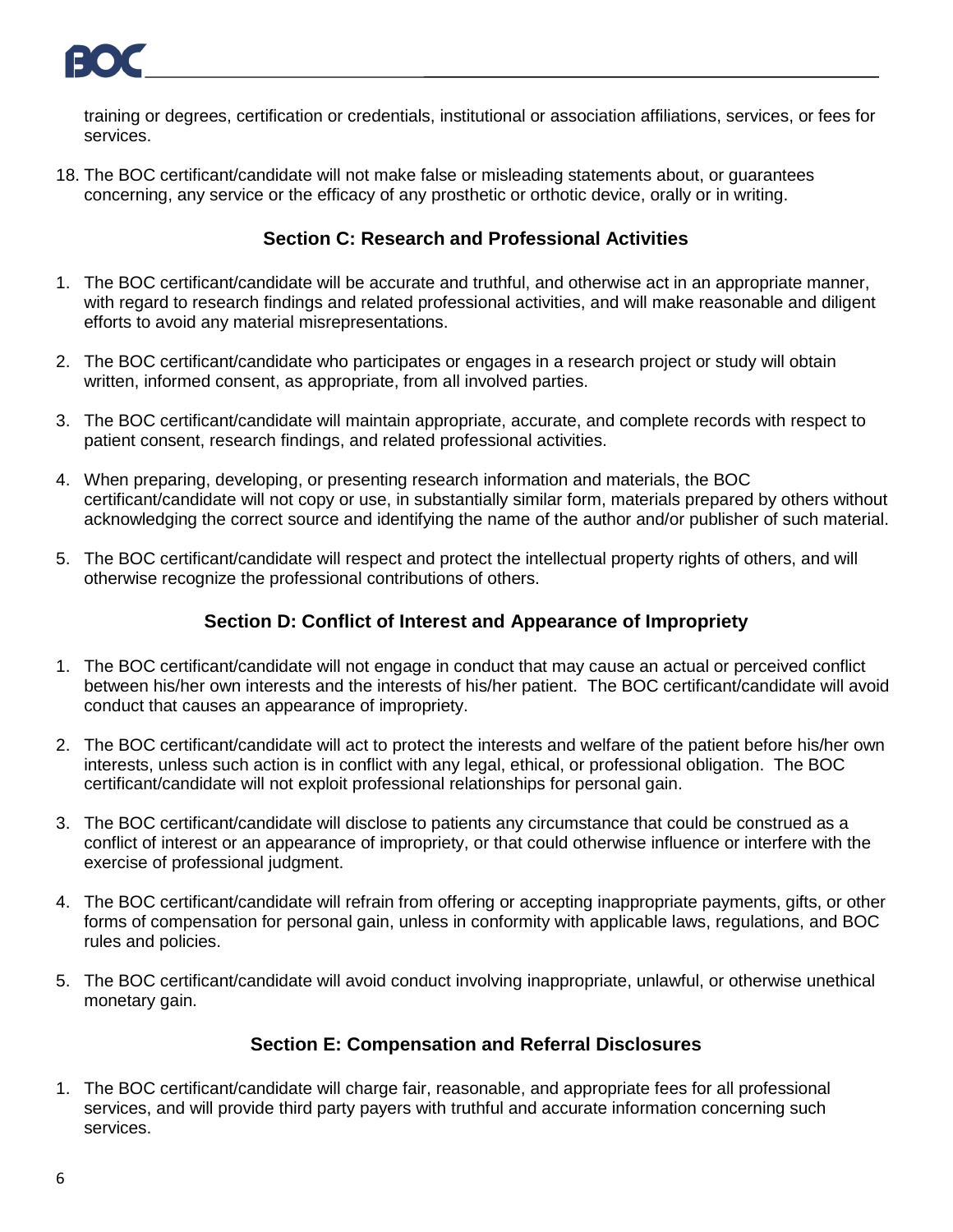training or degrees, certification or credentials, institutional or association affiliations, services, or fees for services.

18. The BOC certificant/candidate will not make false or misleading statements about, or guarantees concerning, any service or the efficacy of any prosthetic or orthotic device, orally or in writing.

## Section C: Research and Professional Activities

1. The BOC certificant/candidate will be accurate and truthful, and otherwise act in an appropriate manner, with regard to research findings and related professional activities, and will make reasonable and diligent efforts to avoid any material misrepresentations.

2. The BOC certificant/candidate who participates or engages in a research project or study will obtain written, informed consent, as appropriate, from all involved parties.

3. The BOC certificant/candidate will maintain appropriate, accurate, and complete records with respect to patient consent, research findings, and related professional activities.

4. When preparing, developing, or presenting research information and materials, the BOC certificant/candidate will not copy or use, in substantially similar form, materials prepared by others without acknowledging the correct source and identifying the name of the author and/or publisher of such material.

5. The BOC certificant/candidate will respect and protect the intellectual property rights of others, and will otherwise recognize the professional contributions of others.

## Section D: Conflict of Interest and Appearance of Impropriety

1. The BOC certificant/candidate will not engage in conduct that may cause an actual or perceived conflict between his/her own interests and the interests of his/her patient. The BOC certificant/candidate will avoid conduct that causes an appearance of impropriety.

2. The BOC certificant/candidate will act to protect the interests and welfare of the patient before his/her own interests, unless such action is in conflict with any legal, ethical, or professional obligation. The BOC certificant/candidate will not exploit professional relationships for personal gain.

3. The BOC certificant/candidate will disclose to patients any circumstance that could be construed as a conflict of interest or an appearance of impropriety, or that could otherwise influence or interfere with the exercise of professional judgment.

4. The BOC certificant/candidate will refrain from offering or accepting inappropriate payments, gifts, or other forms of compensation for personal gain, unless in conformity with applicable laws, regulations, and BOC rules and policies.

5. The BOC certificant/candidate will avoid conduct involving inappropriate, unlawful, or otherwise unethical monetary gain.

## Section E: Compensation and Referral Disclosures

1. The BOC certificant/candidate will charge fair, reasonable, and appropriate fees for all professional services, and will provide third party payers with truthful and accurate information concerning such services.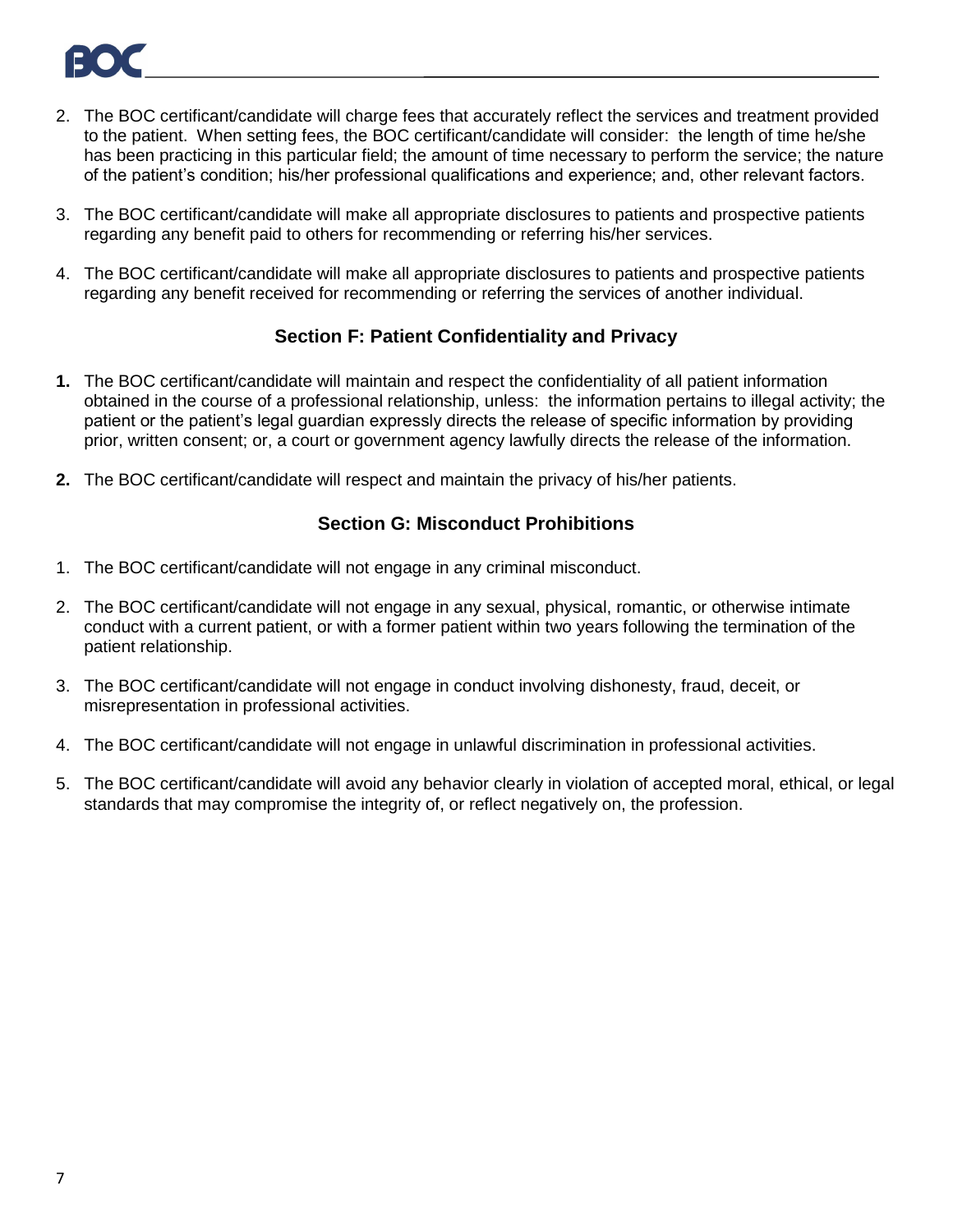2. The BOC certificant/candidate will charge fees that accurately reflect the services and treatment provided to the patient. When setting fees, the BOC certificant/candidate will consider: the length of time he/she has been practicing in this particular field; the amount of time necessary to perform the service; the nature of the patient's condition; his/her professional qualifications and experience; and, other relevant factors.

3. The BOC certificant/candidate will make all appropriate disclosures to patients and prospective patients regarding any benefit paid to others for recommending or referring his/her services.

4. The BOC certificant/candidate will make all appropriate disclosures to patients and prospective patients regarding any benefit received for recommending or referring the services of another individual.

## Section F: Patient Confidentiality and Privacy

**1.** The BOC certificant/candidate will maintain and respect the confidentiality of all patient information obtained in the course of a professional relationship, unless: the information pertains to illegal activity; the patient or the patient's legal guardian expressly directs the release of specific information by providing prior, written consent; or, a court or government agency lawfully directs the release of the information.

**2.** The BOC certificant/candidate will respect and maintain the privacy of his/her patients.

## Section G: Misconduct Prohibitions

1. The BOC certificant/candidate will not engage in any criminal misconduct.

2. The BOC certificant/candidate will not engage in any sexual, physical, romantic, or otherwise intimate conduct with a current patient, or with a former patient within two years following the termination of the patient relationship.

3. The BOC certificant/candidate will not engage in conduct involving dishonesty, fraud, deceit, or misrepresentation in professional activities.

4. The BOC certificant/candidate will not engage in unlawful discrimination in professional activities.

5. The BOC certificant/candidate will avoid any behavior clearly in violation of accepted moral, ethical, or legal standards that may compromise the integrity of, or reflect negatively on, the profession.